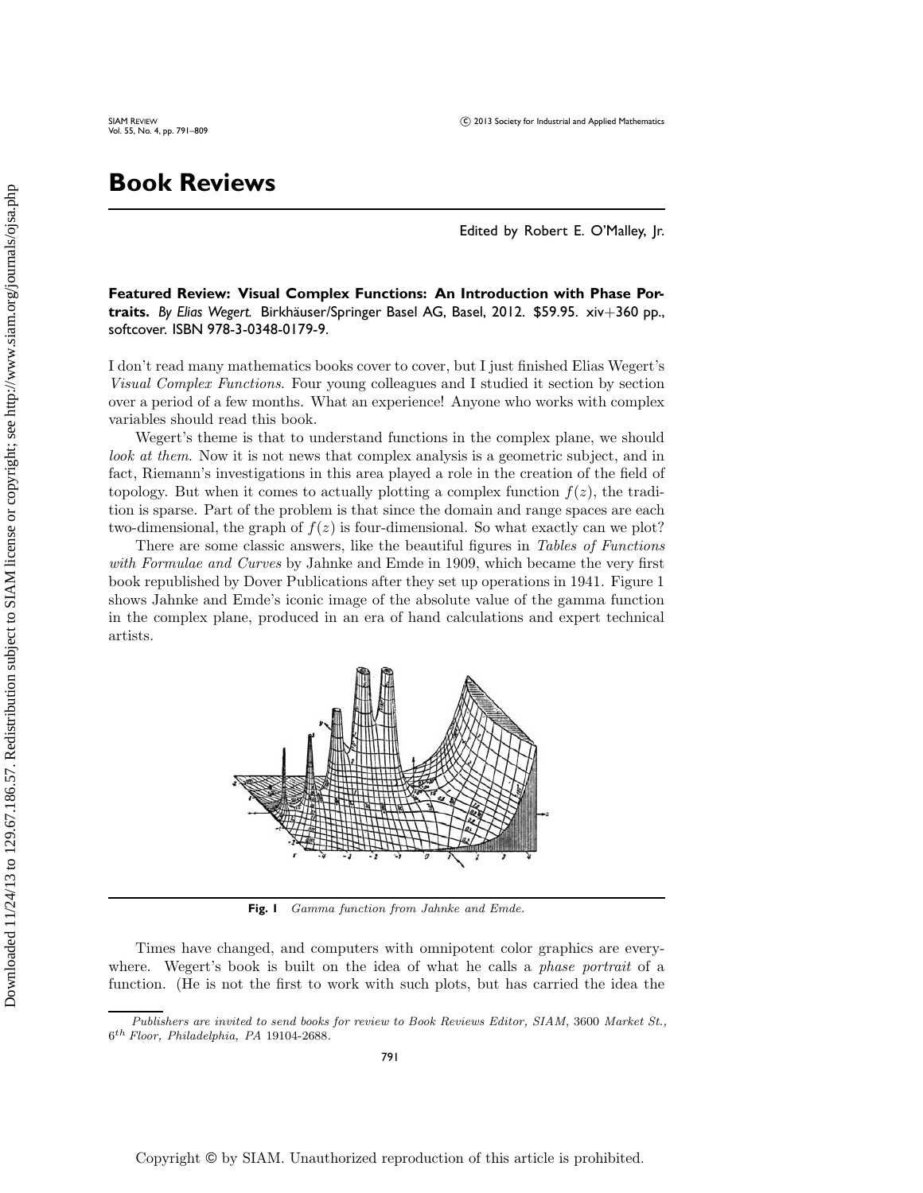# Book Reviews

Edited by Robert E. O'Malley, Jr.

**Featured Review: Visual Complex Functions: An Introduction with Phase Portraits.** *By Elias Wegert.* Birkhäuser/Springer Basel AG, Basel, 2012. $59.95. xiv+360 pp., softcover. ISBN 978-3-0348-0179-9.

I don't read many mathematics books cover to cover, but I just finished Elias Wegert's *Visual Complex Functions*. Four young colleagues and I studied it section by section over a period of a few months. What an experience! Anyone who works with complex variables should read this book.

Wegert's theme is that to understand functions in the complex plane, we should *look at them*. Now it is not news that complex analysis is a geometric subject, and in fact, Riemann's investigations in this area played a role in the creation of the field of topology. But when it comes to actually plotting a complex function $f(z)$, the tradition is sparse. Part of the problem is that since the domain and range spaces are each two-dimensional, the graph of $f(z)$ is four-dimensional. So what exactly can we plot?

There are some classic answers, like the beautiful figures in *Tables of Functions with Formulae and Curves* by Jahnke and Emde in 1909, which became the very first book republished by Dover Publications after they set up operations in 1941. Figure 1 shows Jahnke and Emde's iconic image of the absolute value of the gamma function in the complex plane, produced in an era of hand calculations and expert technical artists.

**Fig. 1** *Gamma function from Jahnke and Emde.*

Times have changed, and computers with omnipotent color graphics are everywhere. Wegert's book is built on the idea of what he calls a *phase portrait* of a function. (He is not the first to work with such plots, but has carried the idea the

*Publishers are invited to send books for review to Book Reviews Editor, SIAM, 3600 Market St., 6th Floor, Philadelphia, PA 19104-2688.*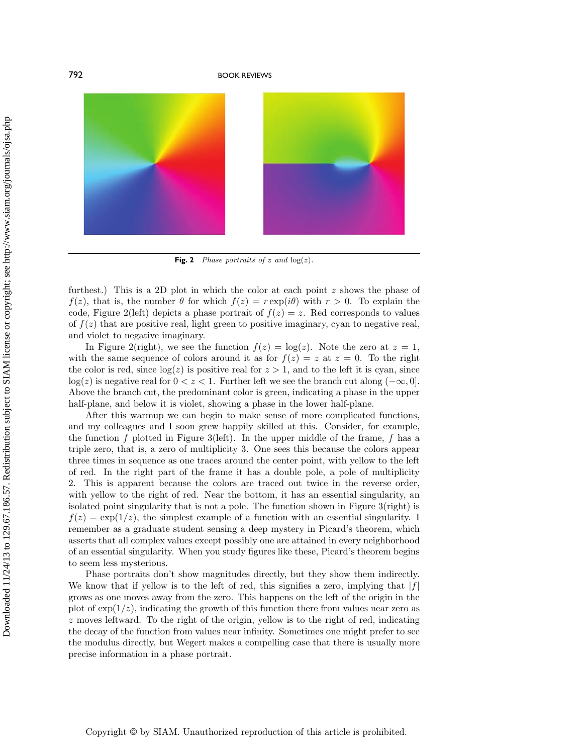**Fig. 2** *Phase portraits of $z$ and $\log(z)$.*

furthest.) This is a 2D plot in which the color at each point $z$ shows the phase of $f(z)$, that is, the number $\theta$ for which $f(z) = r\exp(i\theta)$ with $r > 0$. To explain the code, Figure 2(left) depicts a phase portrait of $f(z) = z$. Red corresponds to values of $f(z)$ that are positive real, light green to positive imaginary, cyan to negative real, and violet to negative imaginary.

In Figure 2(right), we see the function $f(z) = \log(z)$. Note the zero at $z = 1$, with the same sequence of colors around it as for $f(z) = z$ at $z = 0$. To the right the color is red, since $\log(z)$ is positive real for $z > 1$, and to the left it is cyan, since $\log(z)$ is negative real for $0 < z < 1$. Further left we see the branch cut along $(-\infty, 0]$. Above the branch cut, the predominant color is green, indicating a phase in the upper half-plane, and below it is violet, showing a phase in the lower half-plane.

After this warmup we can begin to make sense of more complicated functions, and my colleagues and I soon grew happily skilled at this. Consider, for example, the function $f$ plotted in Figure 3(left). In the upper middle of the frame, $f$ has a triple zero, that is, a zero of multiplicity 3. One sees this because the colors appear three times in sequence as one traces around the center point, with yellow to the left of red. In the right part of the frame it has a double pole, a pole of multiplicity 2. This is apparent because the colors are traced out twice in the reverse order, with yellow to the right of red. Near the bottom, it has an essential singularity, an isolated point singularity that is not a pole. The function shown in Figure 3(right) is $f(z) = \exp(1/z)$, the simplest example of a function with an essential singularity. I remember as a graduate student sensing a deep mystery in Picard's theorem, which asserts that all complex values except possibly one are attained in every neighborhood of an essential singularity. When you study figures like these, Picard's theorem begins to seem less mysterious.

Phase portraits don't show magnitudes directly, but they show them indirectly. We know that if yellow is to the left of red, this signifies a zero, implying that $|f|$ grows as one moves away from the zero. This happens on the left of the origin in the plot of $\exp(1/z)$, indicating the growth of this function there from values near zero as $z$ moves leftward. To the right of the origin, yellow is to the right of red, indicating the decay of the function from values near infinity. Sometimes one might prefer to see the modulus directly, but Wegert makes a compelling case that there is usually more precise information in a phase portrait.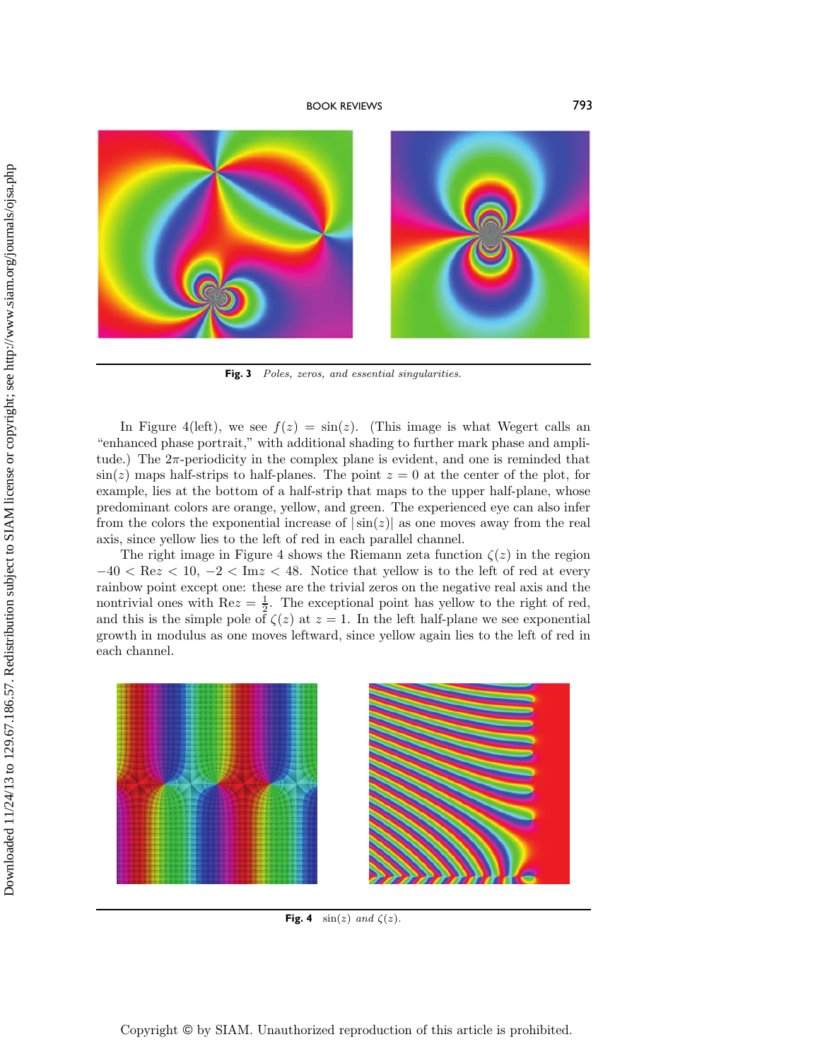**Fig. 3** *Poles, zeros, and essential singularities.*

In Figure 4(left), we see $f(z) = \sin(z)$. (This image is what Wegert calls an "enhanced phase portrait," with additional shading to further mark phase and amplitude.) The $2\pi$-periodicity in the complex plane is evident, and one is reminded that $\sin(z)$ maps half-strips to half-planes. The point $z = 0$ at the center of the plot, for example, lies at the bottom of a half-strip that maps to the upper half-plane, whose predominant colors are orange, yellow, and green. The experienced eye can also infer from the colors the exponential increase of $|\sin(z)|$ as one moves away from the real axis, since yellow lies to the left of red in each parallel channel.

The right image in Figure 4 shows the Riemann zeta function $\zeta(z)$ in the region $-40 < \text{Re}z < 10$, $-2 < \text{Im}z < 48$. Notice that yellow is to the left of red at every rainbow point except one: these are the trivial zeros on the negative real axis and the nontrivial ones with $\text{Re}z = \frac{1}{2}$. The exceptional point has yellow to the right of red, and this is the simple pole of $\zeta(z)$ at $z = 1$. In the left half-plane we see exponential growth in modulus as one moves leftward, since yellow again lies to the left of red in each channel.

**Fig. 4** $\sin(z)$ *and* $\zeta(z)$.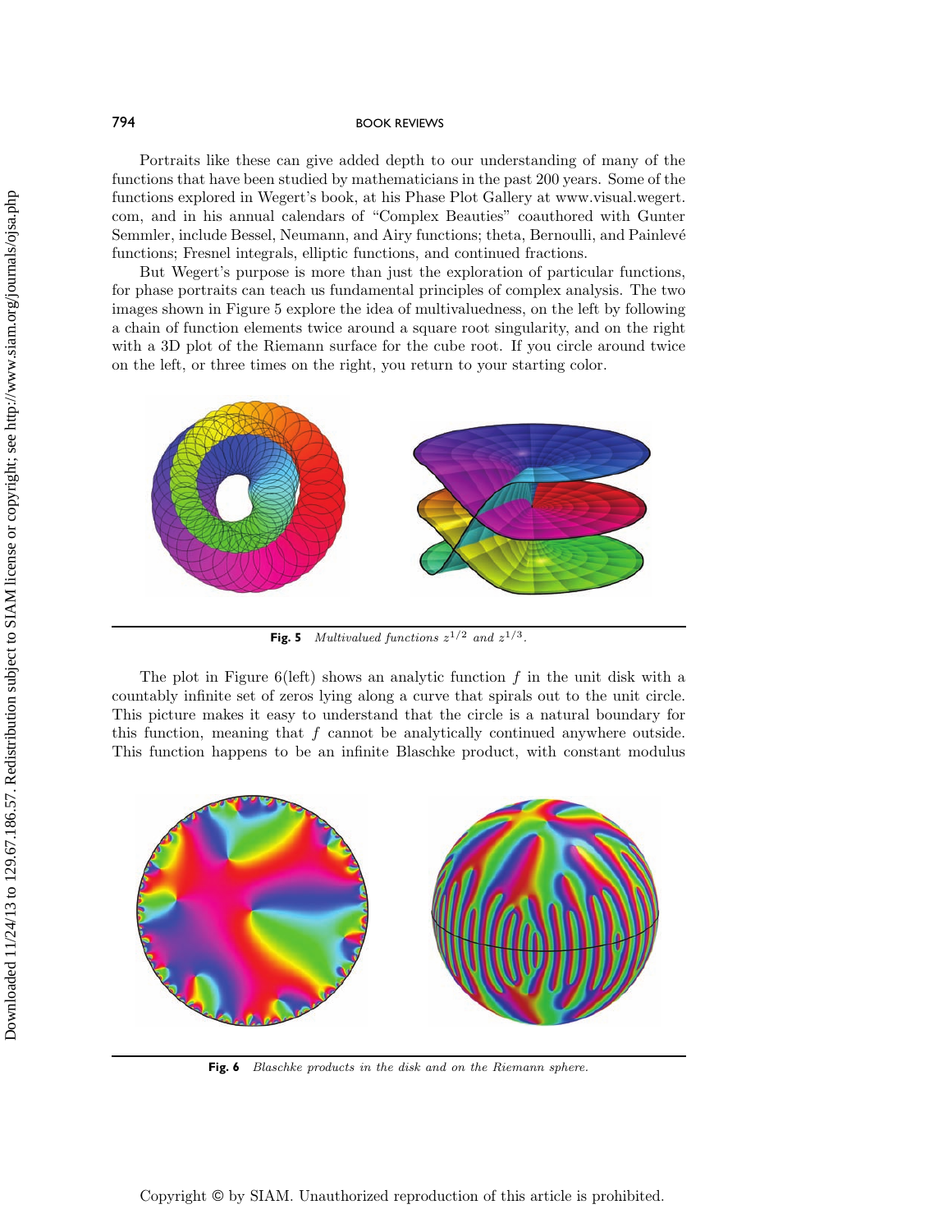Portraits like these can give added depth to our understanding of many of the functions that have been studied by mathematicians in the past 200 years. Some of the functions explored in Wegert's book, at his Phase Plot Gallery at www.visual.wegert.com, and in his annual calendars of "Complex Beauties" coauthored with Gunter Semmler, include Bessel, Neumann, and Airy functions; theta, Bernoulli, and Painlevé functions; Fresnel integrals, elliptic functions, and continued fractions.

But Wegert's purpose is more than just the exploration of particular functions, for phase portraits can teach us fundamental principles of complex analysis. The two images shown in Figure 5 explore the idea of multivaluedness, on the left by following a chain of function elements twice around a square root singularity, and on the right with a 3D plot of the Riemann surface for the cube root. If you circle around twice on the left, or three times on the right, you return to your starting color.

**Fig. 5** *Multivalued functions $z^{1/2}$ and $z^{1/3}$.*

The plot in Figure 6(left) shows an analytic function $f$ in the unit disk with a countably infinite set of zeros lying along a curve that spirals out to the unit circle. This picture makes it easy to understand that the circle is a natural boundary for this function, meaning that $f$ cannot be analytically continued anywhere outside. This function happens to be an infinite Blaschke product, with constant modulus

**Fig. 6** *Blaschke products in the disk and on the Riemann sphere.*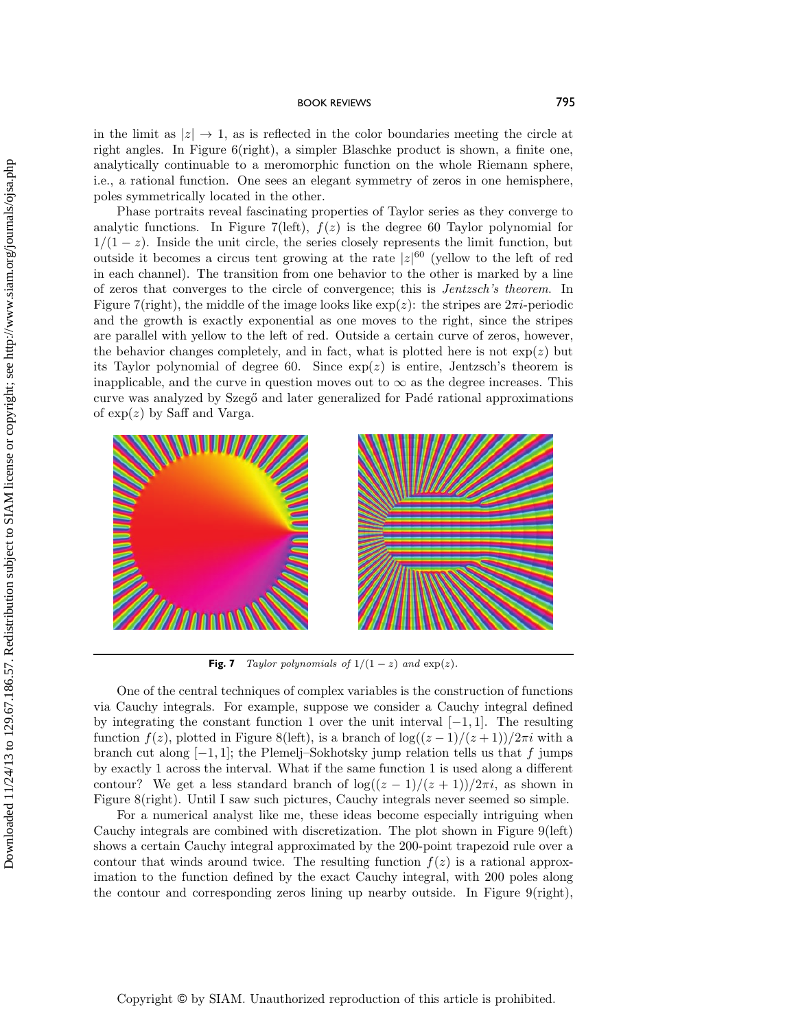in the limit as $|z| \to 1$, as is reflected in the color boundaries meeting the circle at right angles. In Figure 6(right), a simpler Blaschke product is shown, a finite one, analytically continuable to a meromorphic function on the whole Riemann sphere, i.e., a rational function. One sees an elegant symmetry of zeros in one hemisphere, poles symmetrically located in the other.

Phase portraits reveal fascinating properties of Taylor series as they converge to analytic functions. In Figure 7(left), $f(z)$ is the degree 60 Taylor polynomial for $1/(1-z)$. Inside the unit circle, the series closely represents the limit function, but outside it becomes a circus tent growing at the rate $|z|^{60}$ (yellow to the left of red in each channel). The transition from one behavior to the other is marked by a line of zeros that converges to the circle of convergence; this is *Jentzsch's theorem*. In Figure 7(right), the middle of the image looks like $\exp(z)$: the stripes are $2\pi i$-periodic and the growth is exactly exponential as one moves to the right, since the stripes are parallel with yellow to the left of red. Outside a certain curve of zeros, however, the behavior changes completely, and in fact, what is plotted here is not $\exp(z)$ but its Taylor polynomial of degree 60. Since $\exp(z)$ is entire, Jentzsch's theorem is inapplicable, and the curve in question moves out to $\infty$ as the degree increases. This curve was analyzed by Szegő and later generalized for Padé rational approximations of $\exp(z)$ by Saff and Varga.

**Fig. 7** *Taylor polynomials of $1/(1-z)$ and $\exp(z)$.*

One of the central techniques of complex variables is the construction of functions via Cauchy integrals. For example, suppose we consider a Cauchy integral defined by integrating the constant function 1 over the unit interval $[-1,1]$. The resulting function $f(z)$, plotted in Figure 8(left), is a branch of $\log((z-1)/(z+1))/2\pi i$ with a branch cut along $[-1,1]$; the Plemelj–Sokhotsky jump relation tells us that $f$ jumps by exactly 1 across the interval. What if the same function 1 is used along a different contour? We get a less standard branch of $\log((z-1)/(z+1))/2\pi i$, as shown in Figure 8(right). Until I saw such pictures, Cauchy integrals never seemed so simple.

For a numerical analyst like me, these ideas become especially intriguing when Cauchy integrals are combined with discretization. The plot shown in Figure 9(left) shows a certain Cauchy integral approximated by the 200-point trapezoid rule over a contour that winds around twice. The resulting function $f(z)$ is a rational approximation to the function defined by the exact Cauchy integral, with 200 poles along the contour and corresponding zeros lining up nearby outside. In Figure 9(right),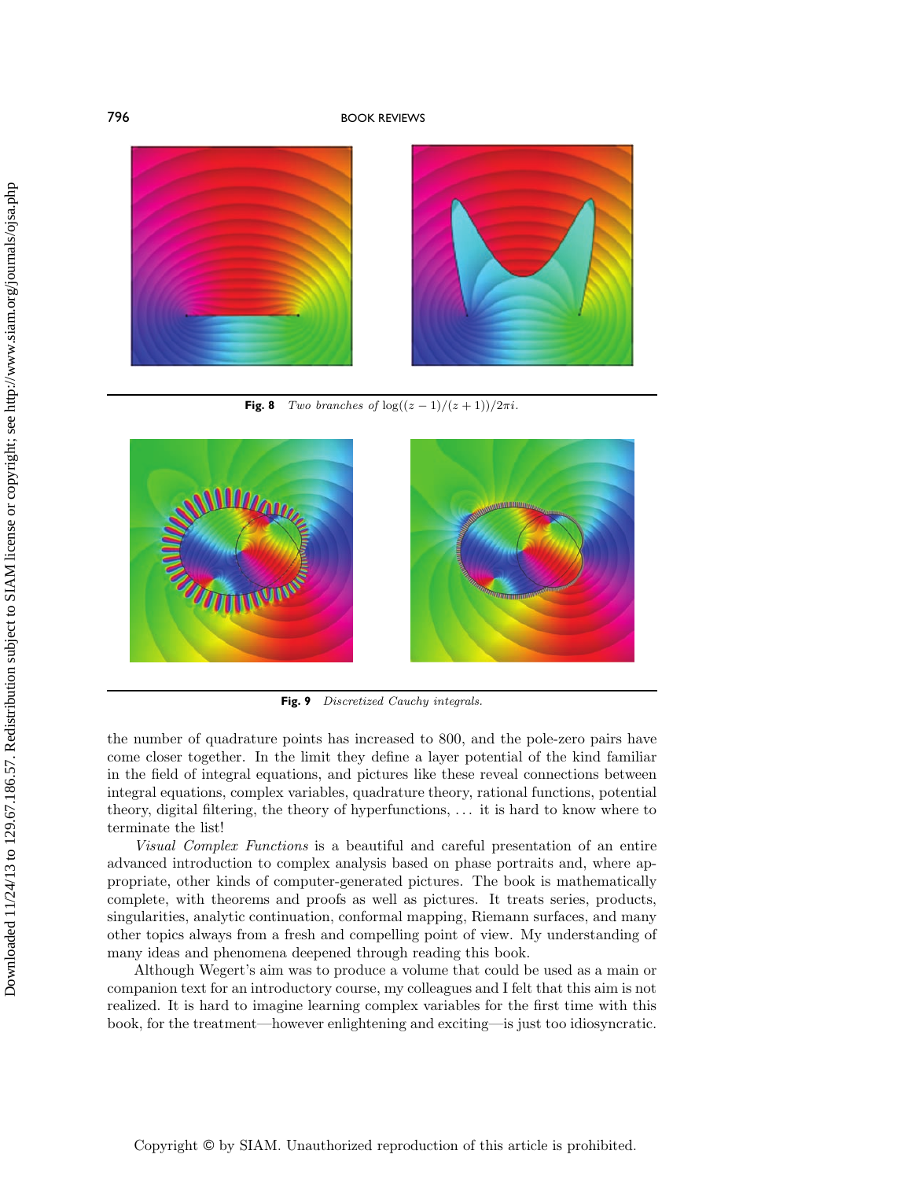**Fig. 8** *Two branches of* $\log((z-1)/(z+1))/2\pi i$.

**Fig. 9** *Discretized Cauchy integrals.*

the number of quadrature points has increased to 800, and the pole-zero pairs have come closer together. In the limit they define a layer potential of the kind familiar in the field of integral equations, and pictures like these reveal connections between integral equations, complex variables, quadrature theory, rational functions, potential theory, digital filtering, the theory of hyperfunctions, ... it is hard to know where to terminate the list!

*Visual Complex Functions* is a beautiful and careful presentation of an entire advanced introduction to complex analysis based on phase portraits and, where appropriate, other kinds of computer-generated pictures. The book is mathematically complete, with theorems and proofs as well as pictures. It treats series, products, singularities, analytic continuation, conformal mapping, Riemann surfaces, and many other topics always from a fresh and compelling point of view. My understanding of many ideas and phenomena deepened through reading this book.

Although Wegert's aim was to produce a volume that could be used as a main or companion text for an introductory course, my colleagues and I felt that this aim is not realized. It is hard to imagine learning complex variables for the first time with this book, for the treatment—however enlightening and exciting—is just too idiosyncratic.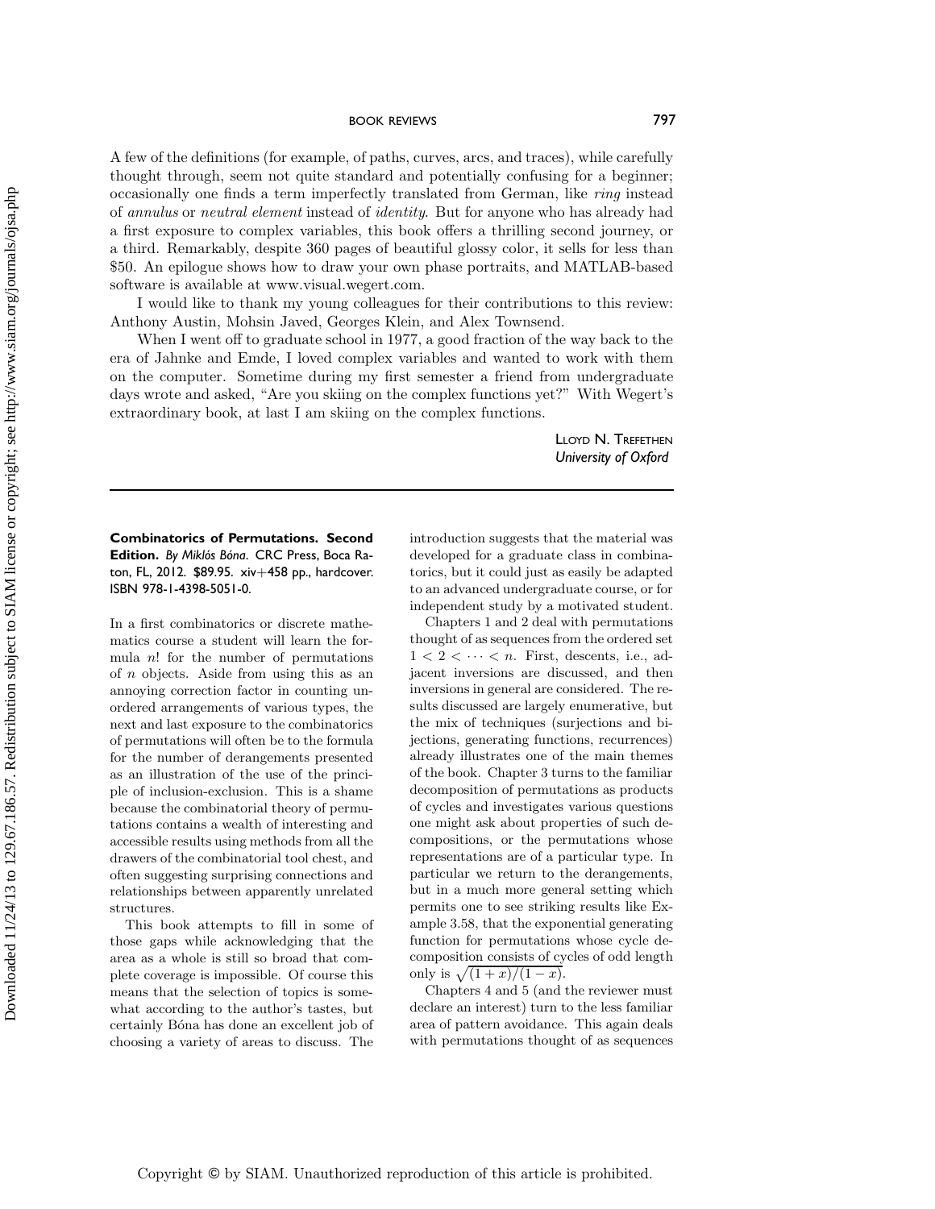A few of the definitions (for example, of paths, curves, arcs, and traces), while carefully thought through, seem not quite standard and potentially confusing for a beginner; occasionally one finds a term imperfectly translated from German, like *ring* instead of *annulus* or *neutral element* instead of *identity*. But for anyone who has already had a first exposure to complex variables, this book offers a thrilling second journey, or a third. Remarkably, despite 360 pages of beautiful glossy color, it sells for less than \$50. An epilogue shows how to draw your own phase portraits, and MATLAB-based software is available at www.visual.wegert.com.

I would like to thank my young colleagues for their contributions to this review: Anthony Austin, Mohsin Javed, Georges Klein, and Alex Townsend.

When I went off to graduate school in 1977, a good fraction of the way back to the era of Jahnke and Emde, I loved complex variables and wanted to work with them on the computer. Sometime during my first semester a friend from undergraduate days wrote and asked, "Are you skiing on the complex functions yet?" With Wegert's extraordinary book, at last I am skiing on the complex functions.

LLOYD N. TREFETHEN
*University of Oxford*

---

**Combinatorics of Permutations. Second Edition.** *By Miklós Bóna.* CRC Press, Boca Raton, FL, 2012. \$89.95. xiv+458 pp., hardcover. ISBN 978-1-4398-5051-0.

In a first combinatorics or discrete mathematics course a student will learn the formula $n!$ for the number of permutations of $n$ objects. Aside from using this as an annoying correction factor in counting unordered arrangements of various types, the next and last exposure to the combinatorics of permutations will often be to the formula for the number of derangements presented as an illustration of the use of the principle of inclusion-exclusion. This is a shame because the combinatorial theory of permutations contains a wealth of interesting and accessible results using methods from all the drawers of the combinatorial tool chest, and often suggesting surprising connections and relationships between apparently unrelated structures.

This book attempts to fill in some of those gaps while acknowledging that the area as a whole is still so broad that complete coverage is impossible. Of course this means that the selection of topics is somewhat according to the author's tastes, but certainly Bóna has done an excellent job of choosing a variety of areas to discuss. The introduction suggests that the material was developed for a graduate class in combinatorics, but it could just as easily be adapted to an advanced undergraduate course, or for independent study by a motivated student.

Chapters 1 and 2 deal with permutations thought of as sequences from the ordered set $1 < 2 < \cdots < n$. First, descents, i.e., adjacent inversions are discussed, and then inversions in general are considered. The results discussed are largely enumerative, but the mix of techniques (surjections and bijections, generating functions, recurrences) already illustrates one of the main themes of the book. Chapter 3 turns to the familiar decomposition of permutations as products of cycles and investigates various questions one might ask about properties of such decompositions, or the permutations whose representations are of a particular type. In particular we return to the derangements, but in a much more general setting which permits one to see striking results like Example 3.58, that the exponential generating function for permutations whose cycle decomposition consists of cycles of odd length only is $\sqrt{(1+x)/(1-x)}$.

Chapters 4 and 5 (and the reviewer must declare an interest) turn to the less familiar area of pattern avoidance. This again deals with permutations thought of as sequences